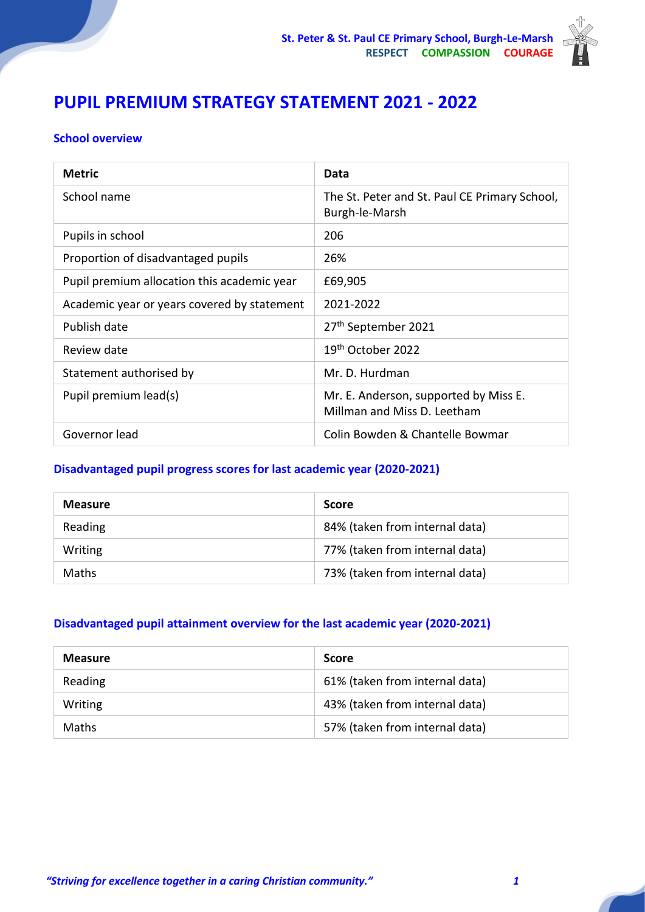# PUPIL PREMIUM STRATEGY STATEMENT 2021 - 2022

## School overview

| Metric | Data |
| --- | --- |
| School name | The St. Peter and St. Paul CE Primary School, Burgh-le-Marsh |
| Pupils in school | 206 |
| Proportion of disadvantaged pupils | 26% |
| Pupil premium allocation this academic year | £69,905 |
| Academic year or years covered by statement | 2021-2022 |
| Publish date | 27th September 2021 |
| Review date | 19th October 2022 |
| Statement authorised by | Mr. D. Hurdman |
| Pupil premium lead(s) | Mr. E. Anderson, supported by Miss E. Millman and Miss D. Leetham |
| Governor lead | Colin Bowden & Chantelle Bowmar |

## Disadvantaged pupil progress scores for last academic year (2020-2021)

| Measure | Score |
| --- | --- |
| Reading | 84% (taken from internal data) |
| Writing | 77% (taken from internal data) |
| Maths | 73% (taken from internal data) |

## Disadvantaged pupil attainment overview for the last academic year (2020-2021)

| Measure | Score |
| --- | --- |
| Reading | 61% (taken from internal data) |
| Writing | 43% (taken from internal data) |
| Maths | 57% (taken from internal data) |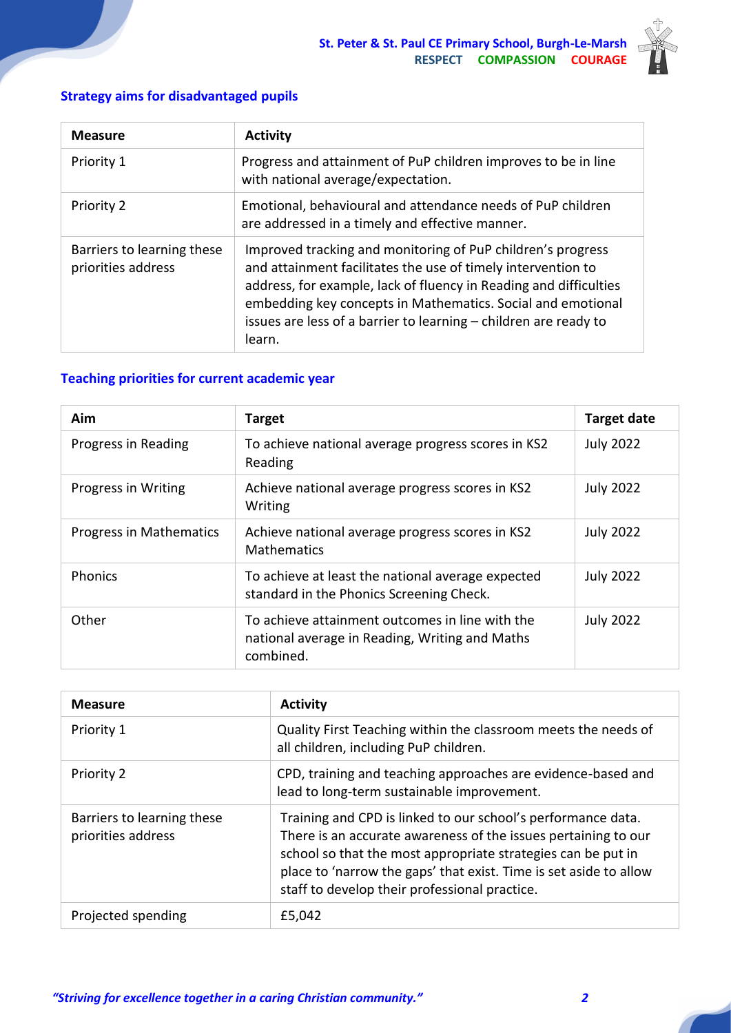### Strategy aims for disadvantaged pupils

| Measure | Activity |
| --- | --- |
| Priority 1 | Progress and attainment of PuP children improves to be in line with national average/expectation. |
| Priority 2 | Emotional, behavioural and attendance needs of PuP children are addressed in a timely and effective manner. |
| Barriers to learning these priorities address | Improved tracking and monitoring of PuP children's progress and attainment facilitates the use of timely intervention to address, for example, lack of fluency in Reading and difficulties embedding key concepts in Mathematics. Social and emotional issues are less of a barrier to learning – children are ready to learn. |

### Teaching priorities for current academic year

| Aim | Target | Target date |
| --- | --- | --- |
| Progress in Reading | To achieve national average progress scores in KS2 Reading | July 2022 |
| Progress in Writing | Achieve national average progress scores in KS2 Writing | July 2022 |
| Progress in Mathematics | Achieve national average progress scores in KS2 Mathematics | July 2022 |
| Phonics | To achieve at least the national average expected standard in the Phonics Screening Check. | July 2022 |
| Other | To achieve attainment outcomes in line with the national average in Reading, Writing and Maths combined. | July 2022 |

| Measure | Activity |
| --- | --- |
| Priority 1 | Quality First Teaching within the classroom meets the needs of all children, including PuP children. |
| Priority 2 | CPD, training and teaching approaches are evidence-based and lead to long-term sustainable improvement. |
| Barriers to learning these priorities address | Training and CPD is linked to our school's performance data. There is an accurate awareness of the issues pertaining to our school so that the most appropriate strategies can be put in place to 'narrow the gaps' that exist. Time is set aside to allow staff to develop their professional practice. |
| Projected spending | £5,042 |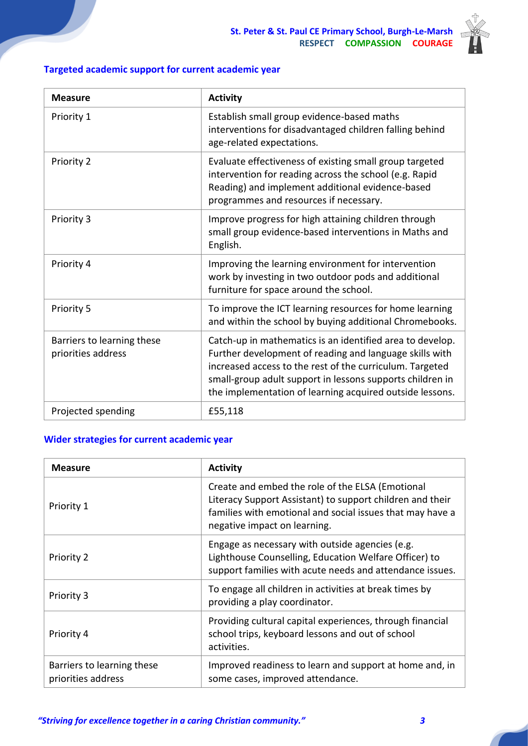## Targeted academic support for current academic year

| Measure | Activity |
|---|---|
| Priority 1 | Establish small group evidence-based maths interventions for disadvantaged children falling behind age-related expectations. |
| Priority 2 | Evaluate effectiveness of existing small group targeted intervention for reading across the school (e.g. Rapid Reading) and implement additional evidence-based programmes and resources if necessary. |
| Priority 3 | Improve progress for high attaining children through small group evidence-based interventions in Maths and English. |
| Priority 4 | Improving the learning environment for intervention work by investing in two outdoor pods and additional furniture for space around the school. |
| Priority 5 | To improve the ICT learning resources for home learning and within the school by buying additional Chromebooks. |
| Barriers to learning these priorities address | Catch-up in mathematics is an identified area to develop. Further development of reading and language skills with increased access to the rest of the curriculum. Targeted small-group adult support in lessons supports children in the implementation of learning acquired outside lessons. |
| Projected spending | £55,118 |

## Wider strategies for current academic year

| Measure | Activity |
|---|---|
| Priority 1 | Create and embed the role of the ELSA (Emotional Literacy Support Assistant) to support children and their families with emotional and social issues that may have a negative impact on learning. |
| Priority 2 | Engage as necessary with outside agencies (e.g. Lighthouse Counselling, Education Welfare Officer) to support families with acute needs and attendance issues. |
| Priority 3 | To engage all children in activities at break times by providing a play coordinator. |
| Priority 4 | Providing cultural capital experiences, through financial school trips, keyboard lessons and out of school activities. |
| Barriers to learning these priorities address | Improved readiness to learn and support at home and, in some cases, improved attendance. |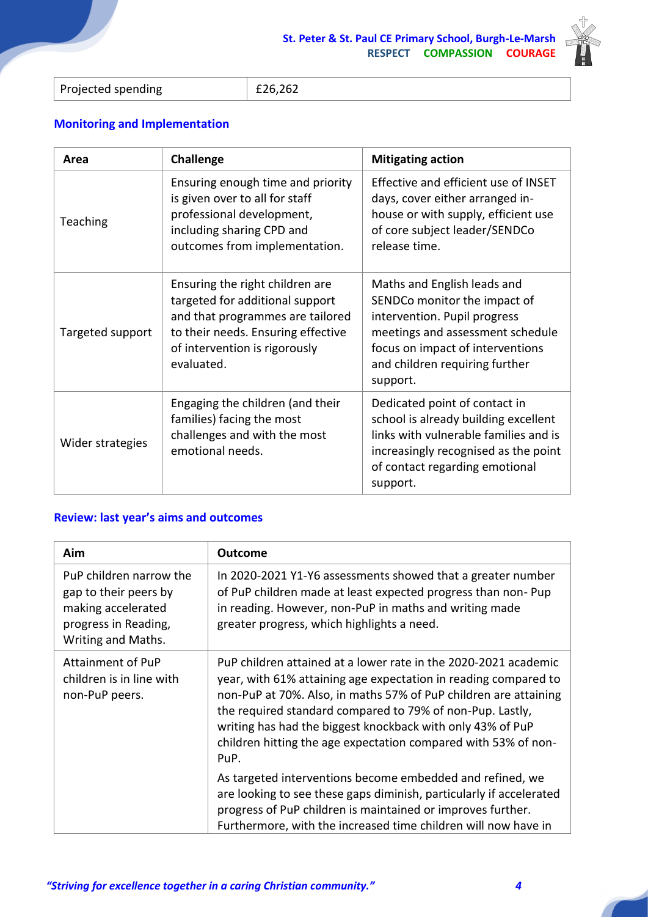| Projected spending | £26,262 |
|---|---|

## Monitoring and Implementation

| Area | Challenge | Mitigating action |
|---|---|---|
| Teaching | Ensuring enough time and priority is given over to all for staff professional development, including sharing CPD and outcomes from implementation. | Effective and efficient use of INSET days, cover either arranged in-house or with supply, efficient use of core subject leader/SENDCo release time. |
| Targeted support | Ensuring the right children are targeted for additional support and that programmes are tailored to their needs. Ensuring effective of intervention is rigorously evaluated. | Maths and English leads and SENDCo monitor the impact of intervention. Pupil progress meetings and assessment schedule focus on impact of interventions and children requiring further support. |
| Wider strategies | Engaging the children (and their families) facing the most challenges and with the most emotional needs. | Dedicated point of contact in school is already building excellent links with vulnerable families and is increasingly recognised as the point of contact regarding emotional support. |

## Review: last year's aims and outcomes

| Aim | Outcome |
|---|---|
| PuP children narrow the gap to their peers by making accelerated progress in Reading, Writing and Maths. | In 2020-2021 Y1-Y6 assessments showed that a greater number of PuP children made at least expected progress than non- Pup in reading. However, non-PuP in maths and writing made greater progress, which highlights a need. |
| Attainment of PuP children is in line with non-PuP peers. | PuP children attained at a lower rate in the 2020-2021 academic year, with 61% attaining age expectation in reading compared to non-PuP at 70%. Also, in maths 57% of PuP children are attaining the required standard compared to 79% of non-Pup. Lastly, writing has had the biggest knockback with only 43% of PuP children hitting the age expectation compared with 53% of non-PuP.<br><br>As targeted interventions become embedded and refined, we are looking to see these gaps diminish, particularly if accelerated progress of PuP children is maintained or improves further. Furthermore, with the increased time children will now have in |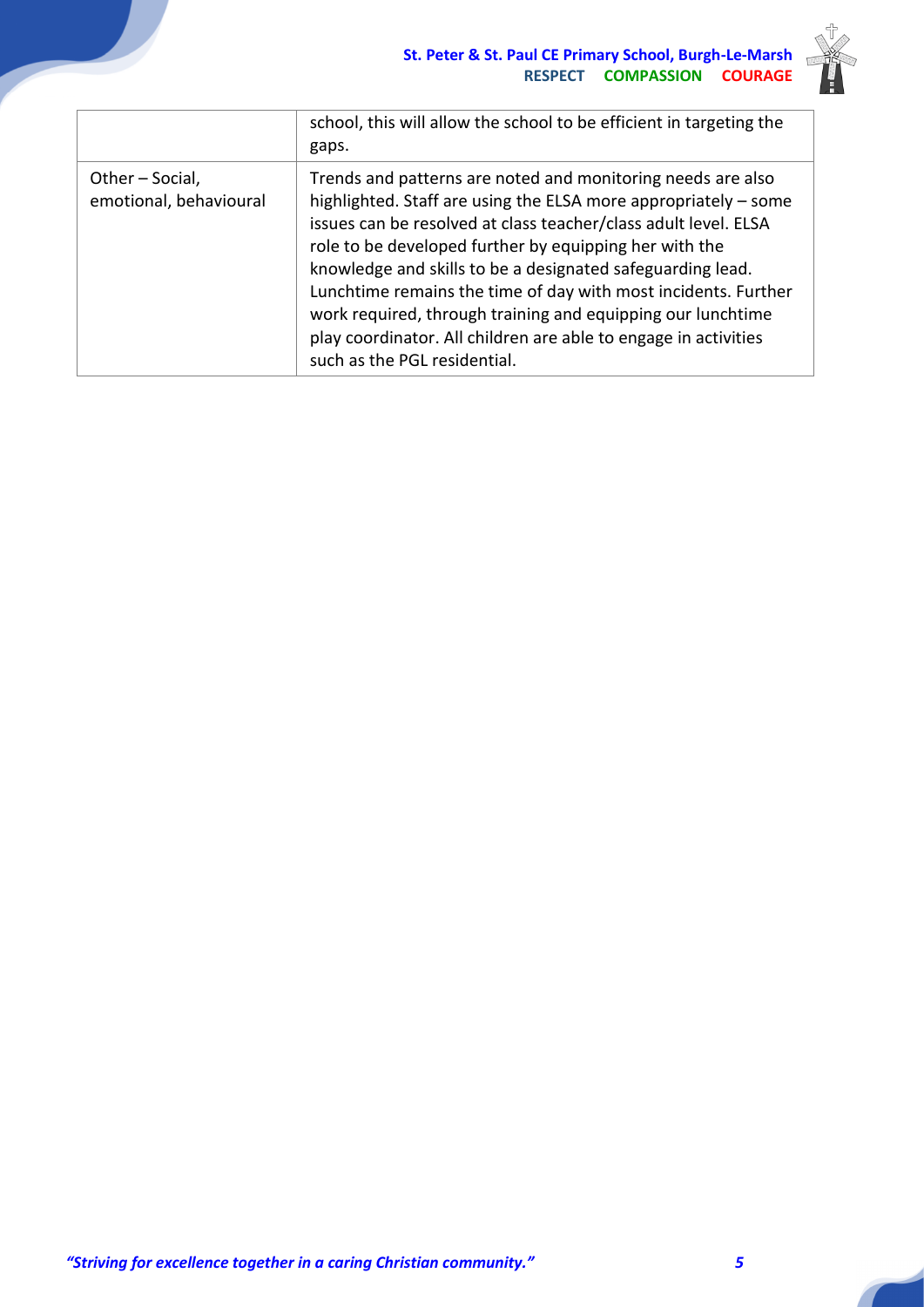| | |
|---|---|
| | school, this will allow the school to be efficient in targeting the gaps. |
| Other – Social, emotional, behavioural | Trends and patterns are noted and monitoring needs are also highlighted. Staff are using the ELSA more appropriately – some issues can be resolved at class teacher/class adult level. ELSA role to be developed further by equipping her with the knowledge and skills to be a designated safeguarding lead. Lunchtime remains the time of day with most incidents. Further work required, through training and equipping our lunchtime play coordinator. All children are able to engage in activities such as the PGL residential. |